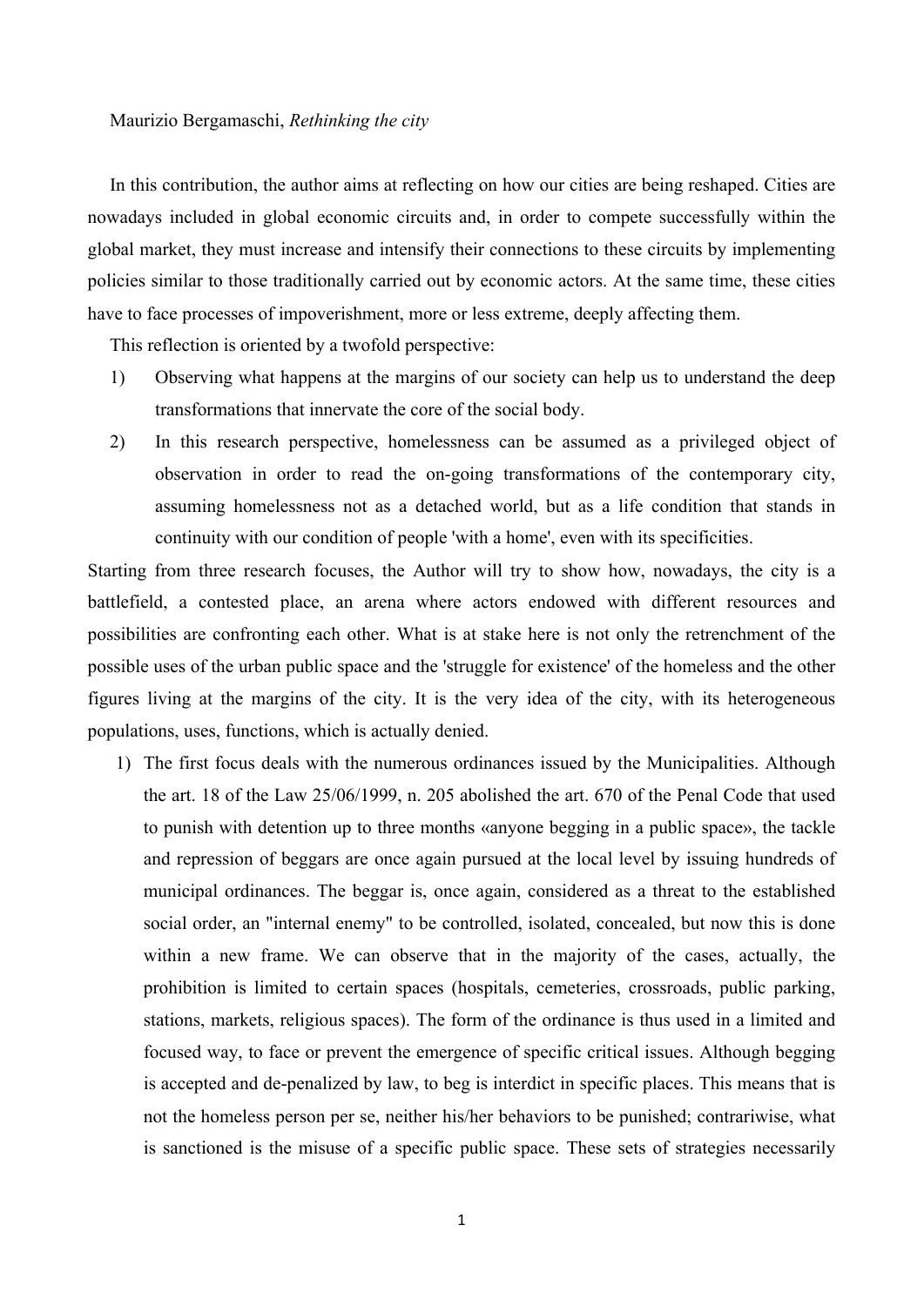Maurizio Bergamaschi, *Rethinking the city*

In this contribution, the author aims at reflecting on how our cities are being reshaped. Cities are nowadays included in global economic circuits and, in order to compete successfully within the global market, they must increase and intensify their connections to these circuits by implementing policies similar to those traditionally carried out by economic actors. At the same time, these cities have to face processes of impoverishment, more or less extreme, deeply affecting them.

This reflection is oriented by a twofold perspective:

1) Observing what happens at the margins of our society can help us to understand the deep transformations that innervate the core of the social body.
2) In this research perspective, homelessness can be assumed as a privileged object of observation in order to read the on-going transformations of the contemporary city, assuming homelessness not as a detached world, but as a life condition that stands in continuity with our condition of people 'with a home', even with its specificities.

Starting from three research focuses, the Author will try to show how, nowadays, the city is a battlefield, a contested place, an arena where actors endowed with different resources and possibilities are confronting each other. What is at stake here is not only the retrenchment of the possible uses of the urban public space and the 'struggle for existence' of the homeless and the other figures living at the margins of the city. It is the very idea of the city, with its heterogeneous populations, uses, functions, which is actually denied.

1) The first focus deals with the numerous ordinances issued by the Municipalities. Although the art. 18 of the Law 25/06/1999, n. 205 abolished the art. 670 of the Penal Code that used to punish with detention up to three months «anyone begging in a public space», the tackle and repression of beggars are once again pursued at the local level by issuing hundreds of municipal ordinances. The beggar is, once again, considered as a threat to the established social order, an "internal enemy" to be controlled, isolated, concealed, but now this is done within a new frame. We can observe that in the majority of the cases, actually, the prohibition is limited to certain spaces (hospitals, cemeteries, crossroads, public parking, stations, markets, religious spaces). The form of the ordinance is thus used in a limited and focused way, to face or prevent the emergence of specific critical issues. Although begging is accepted and de-penalized by law, to beg is interdict in specific places. This means that is not the homeless person per se, neither his/her behaviors to be punished; contrariwise, what is sanctioned is the misuse of a specific public space. These sets of strategies necessarily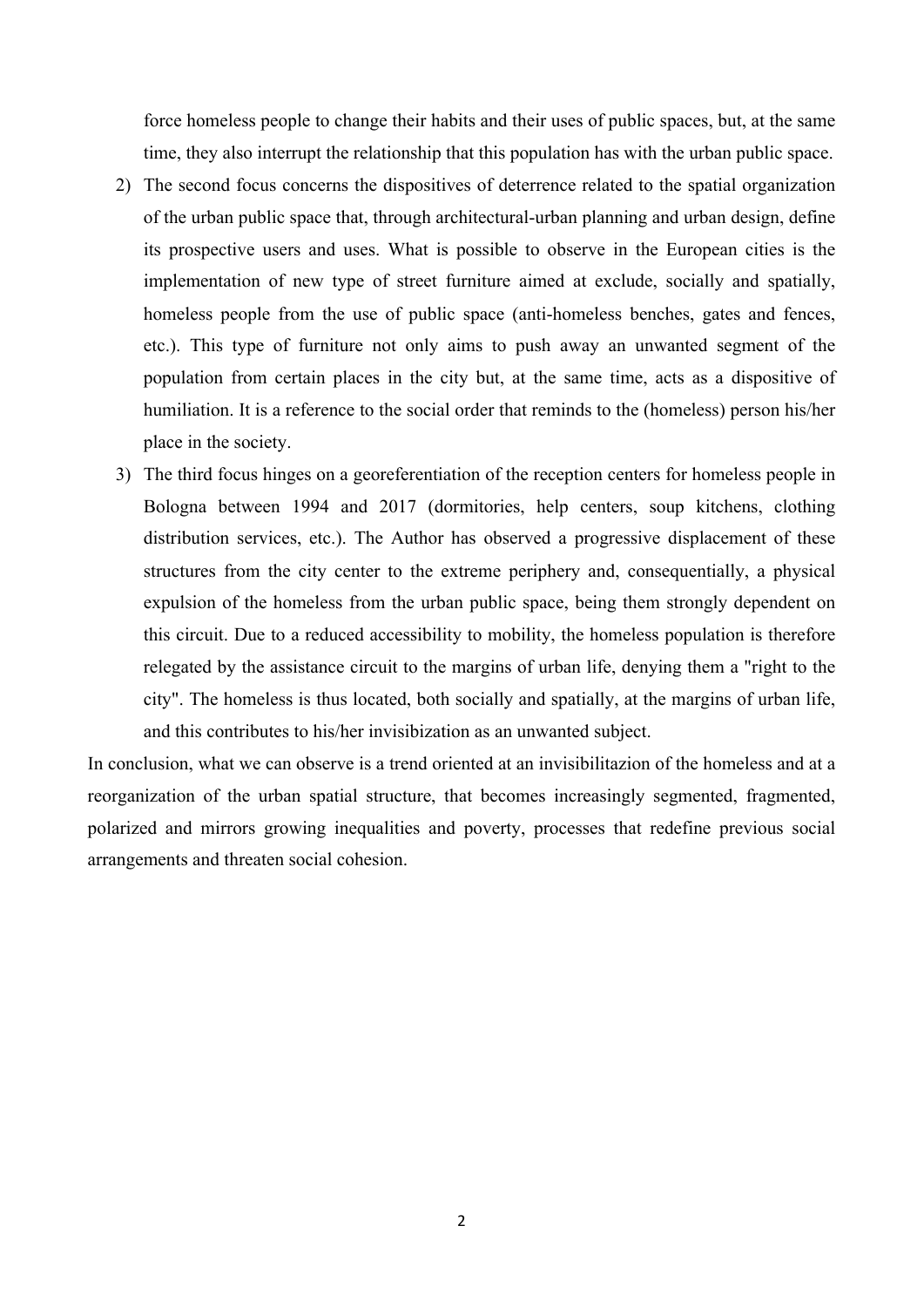force homeless people to change their habits and their uses of public spaces, but, at the same time, they also interrupt the relationship that this population has with the urban public space.

2) The second focus concerns the dispositives of deterrence related to the spatial organization of the urban public space that, through architectural-urban planning and urban design, define its prospective users and uses. What is possible to observe in the European cities is the implementation of new type of street furniture aimed at exclude, socially and spatially, homeless people from the use of public space (anti-homeless benches, gates and fences, etc.). This type of furniture not only aims to push away an unwanted segment of the population from certain places in the city but, at the same time, acts as a dispositive of humiliation. It is a reference to the social order that reminds to the (homeless) person his/her place in the society.
3) The third focus hinges on a georeferentiation of the reception centers for homeless people in Bologna between 1994 and 2017 (dormitories, help centers, soup kitchens, clothing distribution services, etc.). The Author has observed a progressive displacement of these structures from the city center to the extreme periphery and, consequentially, a physical expulsion of the homeless from the urban public space, being them strongly dependent on this circuit. Due to a reduced accessibility to mobility, the homeless population is therefore relegated by the assistance circuit to the margins of urban life, denying them a "right to the city". The homeless is thus located, both socially and spatially, at the margins of urban life, and this contributes to his/her invisibization as an unwanted subject.

In conclusion, what we can observe is a trend oriented at an invisibilitazion of the homeless and at a reorganization of the urban spatial structure, that becomes increasingly segmented, fragmented, polarized and mirrors growing inequalities and poverty, processes that redefine previous social arrangements and threaten social cohesion.